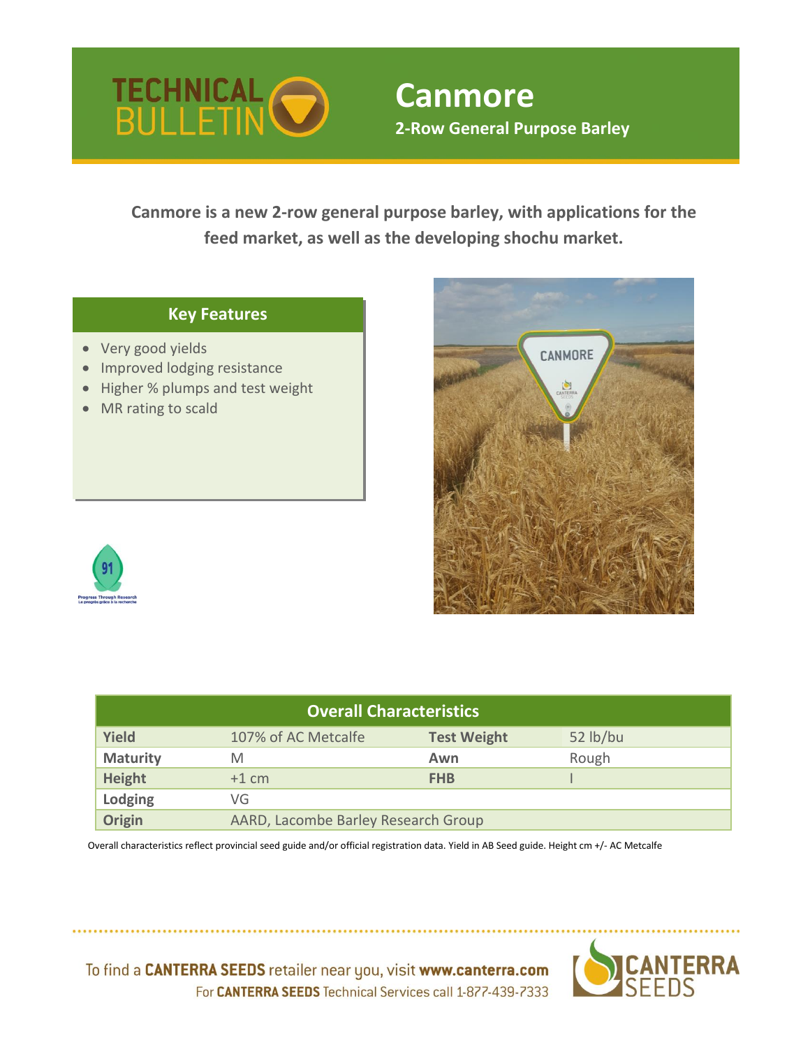# TECHNICAL BULLETIN

# Canmore

## 2-Row General Purpose Barley

**Canmore is a new 2-row general purpose barley, with applications for the feed market, as well as the developing shochu market.**

### Key Features

- Very good yields
- Improved lodging resistance
- Higher % plumps and test weight
- MR rating to scald

91

Progress Through Research
Le progrès grâce à la recherche

| Overall Characteristics | | | |
|---|---|---|---|
| **Yield** | 107% of AC Metcalfe | **Test Weight** | 52 lb/bu |
| **Maturity** | M | **Awn** | Rough |
| **Height** | +1 cm | **FHB** | I |
| **Lodging** | VG | | |
| **Origin** | AARD, Lacombe Barley Research Group | | |

Overall characteristics reflect provincial seed guide and/or official registration data. Yield in AB Seed guide. Height cm +/- AC Metcalfe

To find a **CANTERRA SEEDS** retailer near you, visit **www.canterra.com**
For **CANTERRA SEEDS** Technical Services call 1-877-439-7333

CANTERRA SEEDS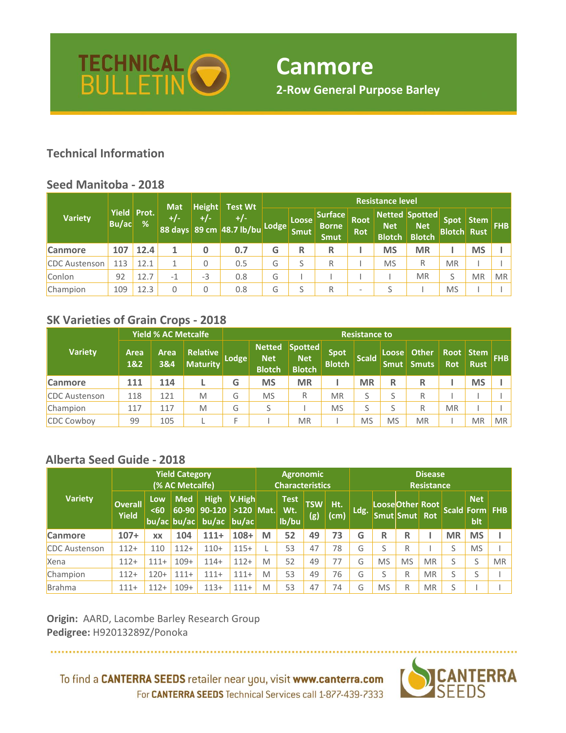# Canmore

**2-Row General Purpose Barley**

## Technical Information

### Seed Manitoba - 2018

| Variety | Yield Bu/ac | Prot. % | Mat +/- 88 days | Height +/- 89 cm | Test Wt +/- 48.7 lb/bu | Resistance level | | | | | | | | |
|---|---|---|---|---|---|---|---|---|---|---|---|---|---|---|
| | | | | | | Lodge | Loose Smut | Surface Borne Smut | Root Rot | Netted Net Blotch | Spotted Net Blotch | Spot Blotch | Stem Rust | FHB |
| **Canmore** | **107** | **12.4** | **1** | **0** | **0.7** | **G** | **R** | **R** | **I** | **MS** | **MR** | **I** | **MS** | **I** |
| CDC Austenson | 113 | 12.1 | 1 | 0 | 0.5 | G | S | R | I | MS | R | MR | I | I |
| Conlon | 92 | 12.7 | -1 | -3 | 0.8 | G | I | I | I | I | MR | S | MR | MR |
| Champion | 109 | 12.3 | 0 | 0 | 0.8 | G | S | R | - | S | I | MS | I | I |

### SK Varieties of Grain Crops - 2018

| Variety | Yield % AC Metcalfe | | | Resistance to | | | | | | | | | |
|---|---|---|---|---|---|---|---|---|---|---|---|---|---|
| | Area 1&2 | Area 3&4 | Relative Maturity | Lodge | Netted Net Blotch | Spotted Net Blotch | Spot Blotch | Scald | Loose Smut | Other Smuts | Root Rot | Stem Rust | FHB |
| **Canmore** | **111** | **114** | **L** | **G** | **MS** | **MR** | **I** | **MR** | **R** | **R** | **I** | **MS** | **I** |
| CDC Austenson | 118 | 121 | M | G | MS | R | MR | S | S | R | I | I | I |
| Champion | 117 | 117 | M | G | S | I | MS | S | S | R | MR | I | I |
| CDC Cowboy | 99 | 105 | L | F | I | MR | I | MS | MS | MR | I | MR | MR |

### Alberta Seed Guide - 2018

| Variety | Yield Category (% AC Metcalfe) | | | | | Agronomic Characteristics | | | | Disease Resistance | | | | | | |
|---|---|---|---|---|---|---|---|---|---|---|---|---|---|---|---|---|
| | Overall Yield | Low <60 bu/ac | Med 60-90 bu/ac | High 90-120 bu/ac | V.High >120 bu/ac | Mat. | Test Wt. lb/bu | TSW (g) | Ht. (cm) | Ldg. | Loose Smut | Other Smut | Root Rot | Scald | Net Form blt | FHB |
| **Canmore** | **107+** | **xx** | **104** | **111+** | **108+** | **M** | **52** | **49** | **73** | **G** | **R** | **R** | **I** | **MR** | **MS** | **I** |
| CDC Austenson | 112+ | 110 | 112+ | 110+ | 115+ | L | 53 | 47 | 78 | G | S | R | I | S | MS | I |
| Xena | 112+ | 111+ | 109+ | 114+ | 112+ | M | 52 | 49 | 77 | G | MS | MS | MR | S | S | MR |
| Champion | 112+ | 120+ | 111+ | 111+ | 111+ | M | 53 | 49 | 76 | G | S | R | MR | S | S | I |
| Brahma | 111+ | 112+ | 109+ | 113+ | 111+ | M | 53 | 47 | 74 | G | MS | R | MR | S | I | I |

**Origin:** AARD, Lacombe Barley Research Group
**Pedigree:** H92013289Z/Ponoka

To find a **CANTERRA SEEDS** retailer near you, visit **www.canterra.com**
For **CANTERRA SEEDS** Technical Services call 1-877-439-7333